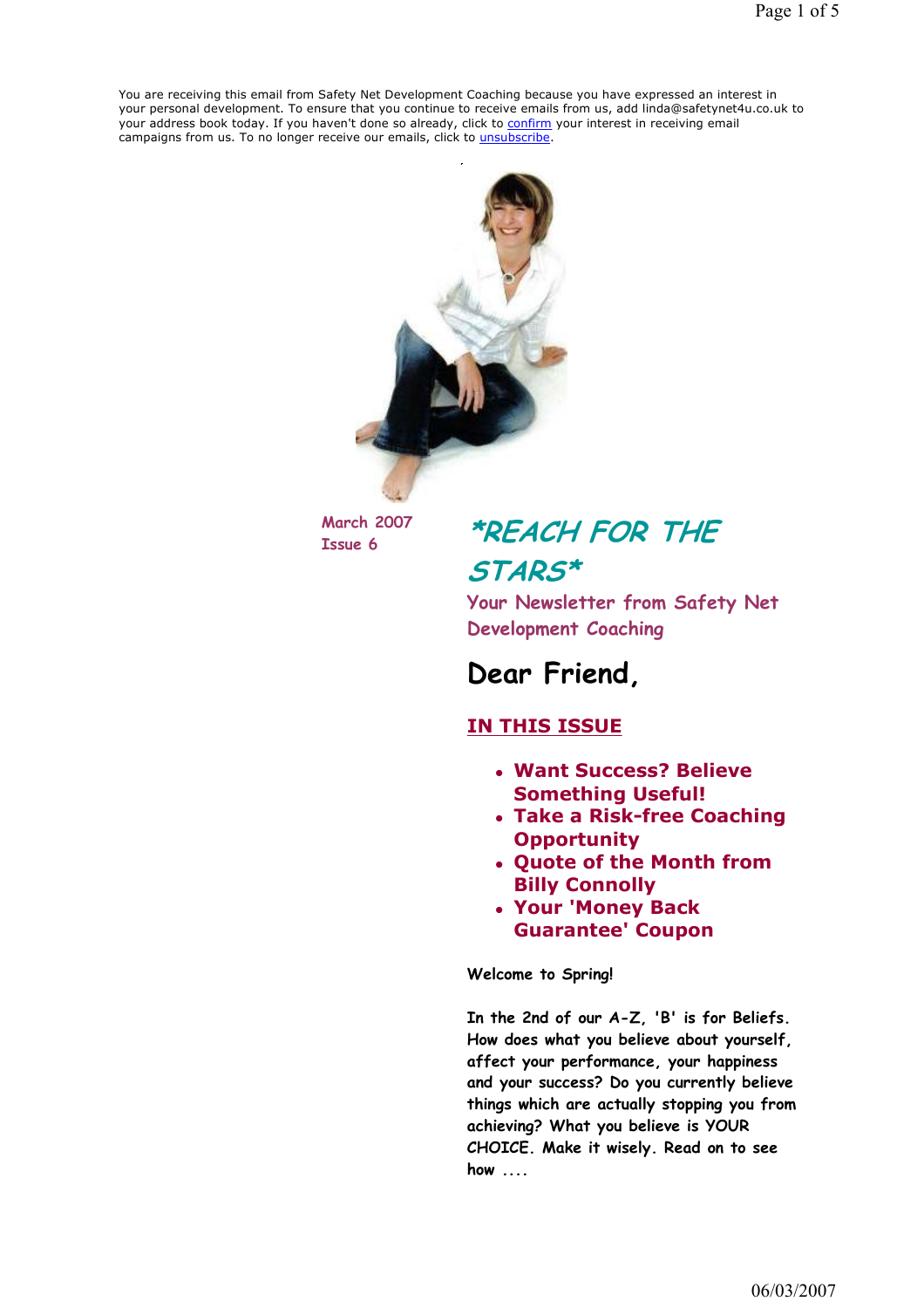You are receiving this email from Safety Net Development Coaching because you have expressed an interest in your personal development. To ensure that you continue to receive emails from us, add linda@safetynet4u.co.uk to your address book today. If you haven't done so already, click to confirm your interest in receiving email campaigns from us. To no longer receive our emails, click to unsubscribe.

March 2007
Issue 6

# *REACH FOR THE STARS*

### Your Newsletter from Safety Net Development Coaching

## Dear Friend,

### IN THIS ISSUE

- **Want Success? Believe Something Useful!**
- **Take a Risk-free Coaching Opportunity**
- **Quote of the Month from Billy Connolly**
- **Your 'Money Back Guarantee' Coupon**

**Welcome to Spring!**

**In the 2nd of our A-Z, 'B' is for Beliefs. How does what you believe about yourself, affect your performance, your happiness and your success? Do you currently believe things which are actually stopping you from achieving? What you believe is YOUR CHOICE. Make it wisely. Read on to see how ....**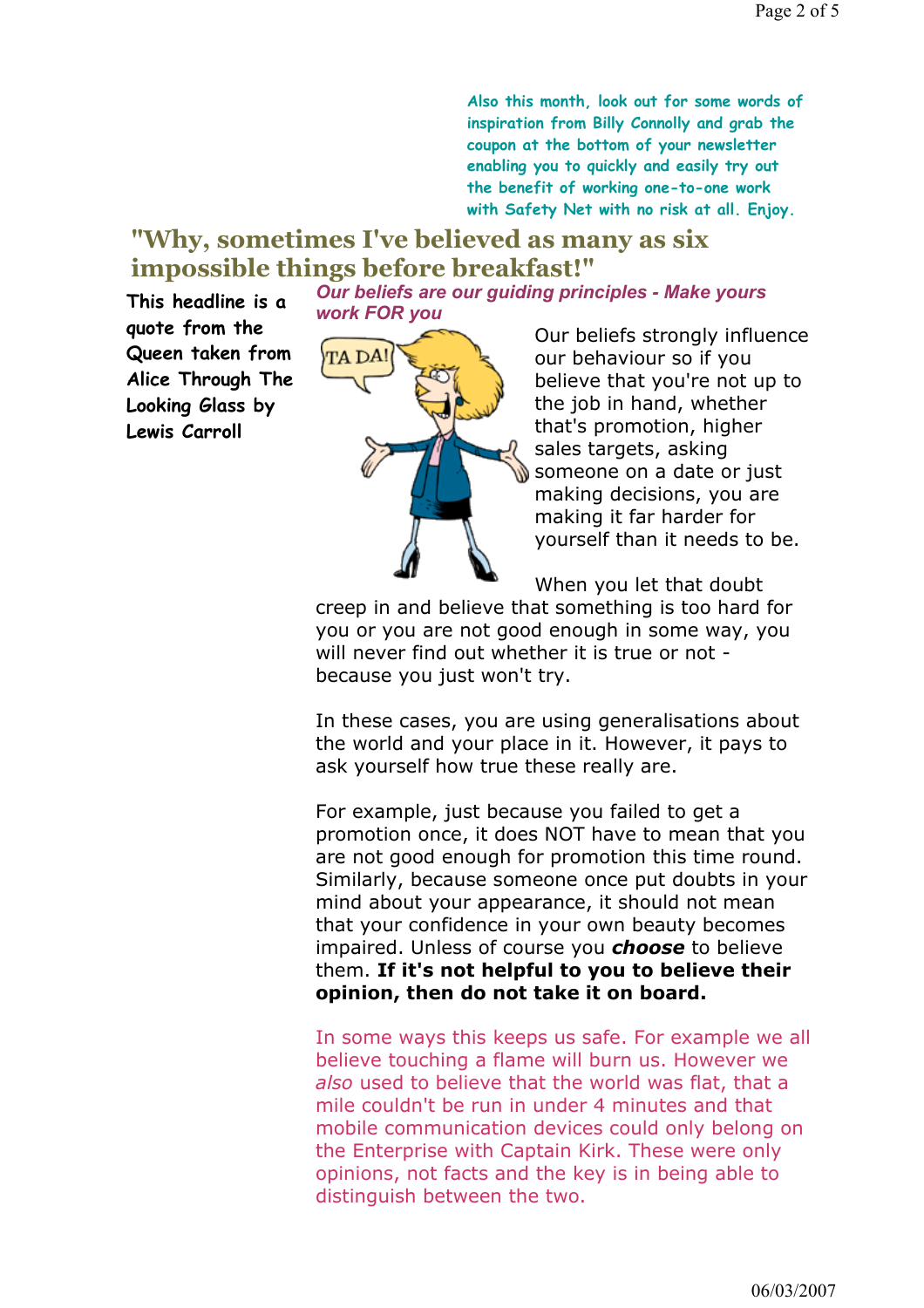Also this month, look out for some words of inspiration from Billy Connolly and grab the coupon at the bottom of your newsletter enabling you to quickly and easily try out the benefit of working one-to-one work with Safety Net with no risk at all. Enjoy.

## "Why, sometimes I've believed as many as six impossible things before breakfast!"

This headline is a quote from the Queen taken from Alice Through The Looking Glass by Lewis Carroll

***Our beliefs are our guiding principles - Make yours work FOR you***

Our beliefs strongly influence our behaviour so if you believe that you're not up to the job in hand, whether that's promotion, higher sales targets, asking someone on a date or just making decisions, you are making it far harder for yourself than it needs to be.

When you let that doubt creep in and believe that something is too hard for you or you are not good enough in some way, you will never find out whether it is true or not - because you just won't try.

In these cases, you are using generalisations about the world and your place in it. However, it pays to ask yourself how true these really are.

For example, just because you failed to get a promotion once, it does NOT have to mean that you are not good enough for promotion this time round. Similarly, because someone once put doubts in your mind about your appearance, it should not mean that your confidence in your own beauty becomes impaired. Unless of course you ***choose*** to believe them. **If it's not helpful to you to believe their opinion, then do not take it on board.**

In some ways this keeps us safe. For example we all believe touching a flame will burn us. However we *also* used to believe that the world was flat, that a mile couldn't be run in under 4 minutes and that mobile communication devices could only belong on the Enterprise with Captain Kirk. These were only opinions, not facts and the key is in being able to distinguish between the two.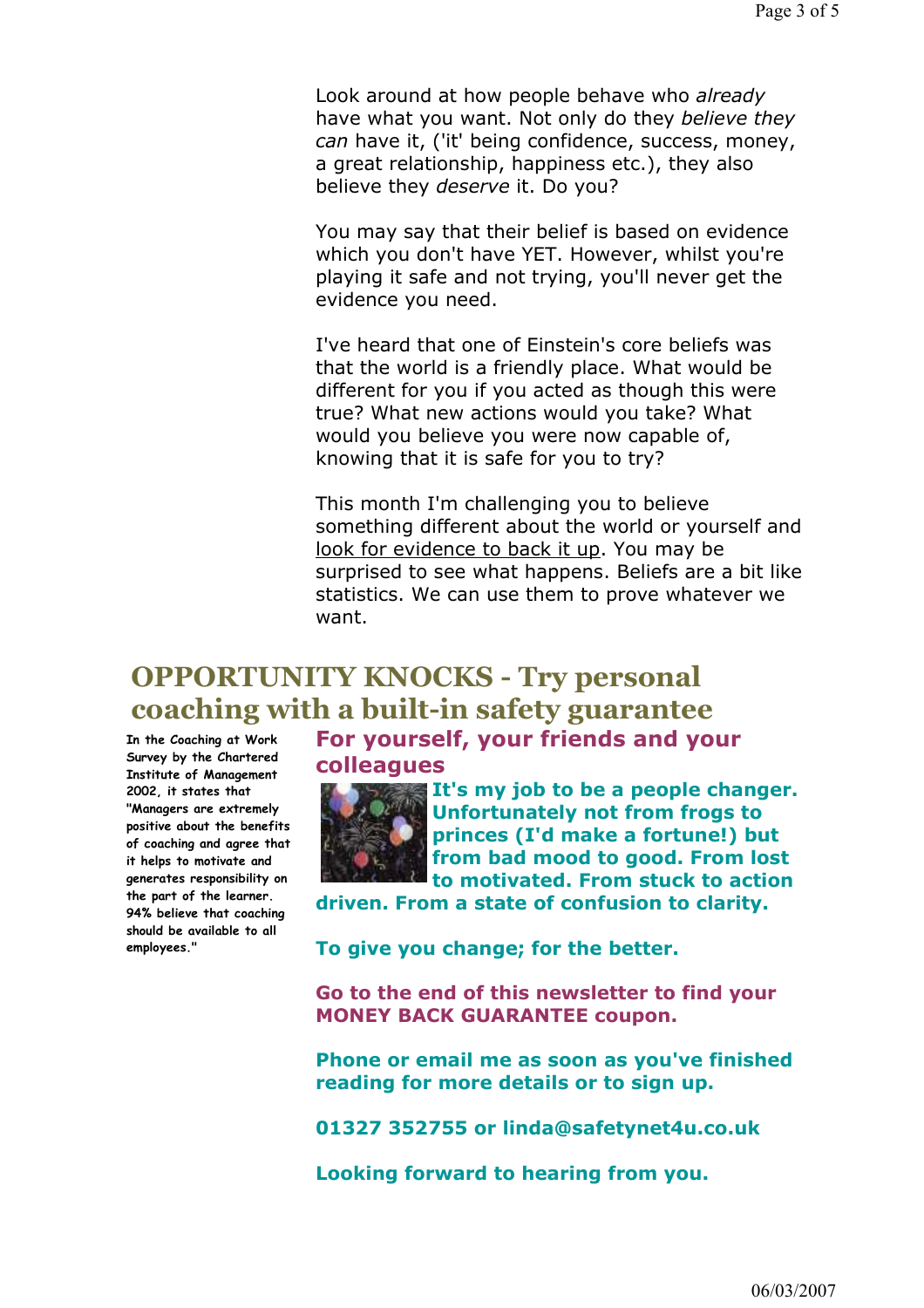Look around at how people behave who *already* have what you want. Not only do they *believe they can* have it, ('it' being confidence, success, money, a great relationship, happiness etc.), they also believe they *deserve* it. Do you?

You may say that their belief is based on evidence which you don't have YET. However, whilst you're playing it safe and not trying, you'll never get the evidence you need.

I've heard that one of Einstein's core beliefs was that the world is a friendly place. What would be different for you if you acted as though this were true? What new actions would you take? What would you believe you were now capable of, knowing that it is safe for you to try?

This month I'm challenging you to believe something different about the world or yourself and <u>look for evidence to back it up</u>. You may be surprised to see what happens. Beliefs are a bit like statistics. We can use them to prove whatever we want.

## OPPORTUNITY KNOCKS - Try personal coaching with a built-in safety guarantee

In the Coaching at Work Survey by the Chartered Institute of Management 2002, it states that "Managers are extremely positive about the benefits of coaching and agree that it helps to motivate and generates responsibility on the part of the learner. 94% believe that coaching should be available to all employees."

### For yourself, your friends and your colleagues

**It's my job to be a people changer. Unfortunately not from frogs to princes (I'd make a fortune!) but from bad mood to good. From lost to motivated. From stuck to action driven. From a state of confusion to clarity.**

**To give you change; for the better.**

**Go to the end of this newsletter to find your MONEY BACK GUARANTEE coupon.**

**Phone or email me as soon as you've finished reading for more details or to sign up.**

**01327 352755 or linda@safetynet4u.co.uk**

**Looking forward to hearing from you.**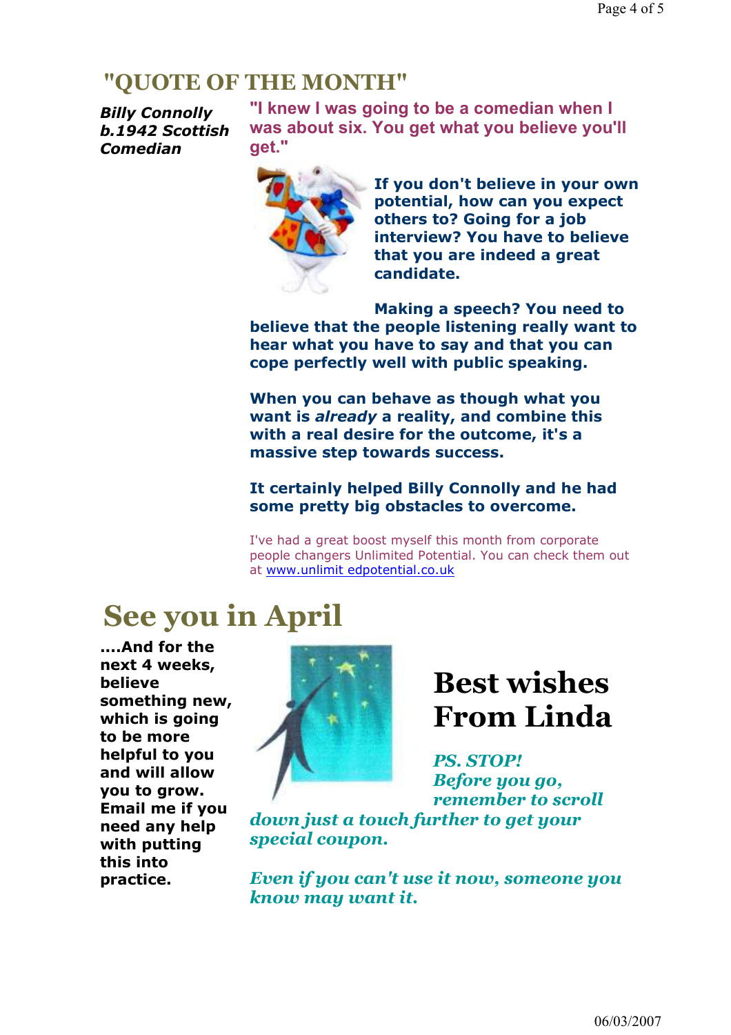## "QUOTE OF THE MONTH"

***Billy Connolly b.1942 Scottish Comedian***

**"I knew I was going to be a comedian when I was about six. You get what you believe you'll get."**

**If you don't believe in your own potential, how can you expect others to? Going for a job interview? You have to believe that you are indeed a great candidate.**

**Making a speech? You need to believe that the people listening really want to hear what you have to say and that you can cope perfectly well with public speaking.**

**When you can behave as though what you want is *already* a reality, and combine this with a real desire for the outcome, it's a massive step towards success.**

**It certainly helped Billy Connolly and he had some pretty big obstacles to overcome.**

I've had a great boost myself this month from corporate people changers Unlimited Potential. You can check them out at www.unlimit edpotential.co.uk

# See you in April

**....And for the next 4 weeks, believe something new, which is going to be more helpful to you and will allow you to grow. Email me if you need any help with putting this into practice.**

# Best wishes From Linda

***PS. STOP! Before you go, remember to scroll down just a touch further to get your special coupon.***

***Even if you can't use it now, someone you know may want it.***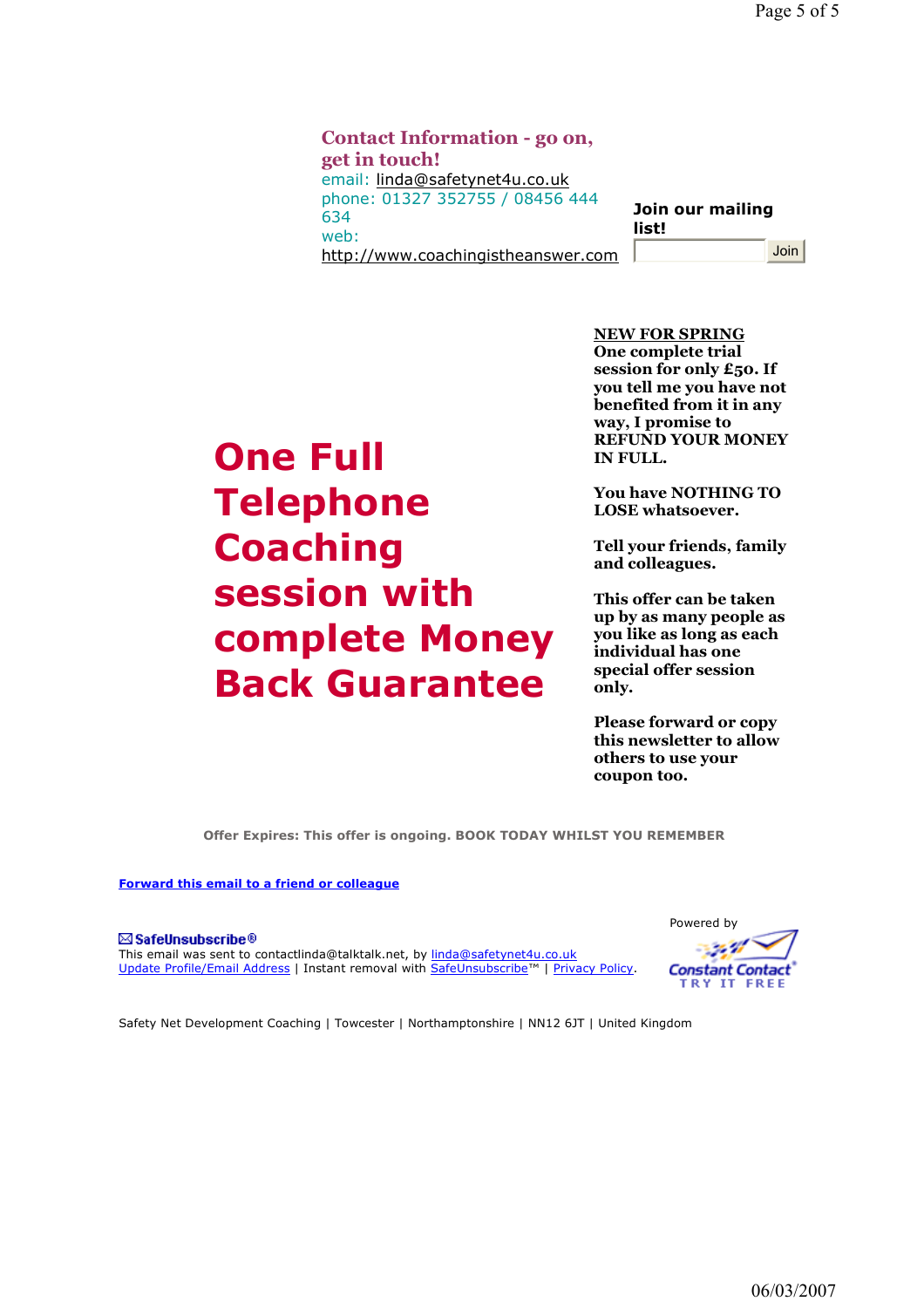## Contact Information - go on, get in touch!

email: linda@safetynet4u.co.uk
phone: 01327 352755 / 08456 444 634
web: http://www.coachingistheanswer.com

**Join our mailing list!**

Join

# One Full Telephone Coaching session with complete Money Back Guarantee

**NEW FOR SPRING**
**One complete trial session for only £50. If you tell me you have not benefited from it in any way, I promise to REFUND YOUR MONEY IN FULL.**

**You have NOTHING TO LOSE whatsoever.**

**Tell your friends, family and colleagues.**

**This offer can be taken up by as many people as you like as long as each individual has one special offer session only.**

**Please forward or copy this newsletter to allow others to use your coupon too.**

**Offer Expires: This offer is ongoing. BOOK TODAY WHILST YOU REMEMBER**

**Forward this email to a friend or colleague**

**SafeUnsubscribe®**
This email was sent to contactlinda@talktalk.net, by linda@safetynet4u.co.uk
Update Profile/Email Address | Instant removal with SafeUnsubscribe™ | Privacy Policy.

Powered by Constant Contact® TRY IT FREE

Safety Net Development Coaching | Towcester | Northamptonshire | NN12 6JT | United Kingdom

06/03/2007